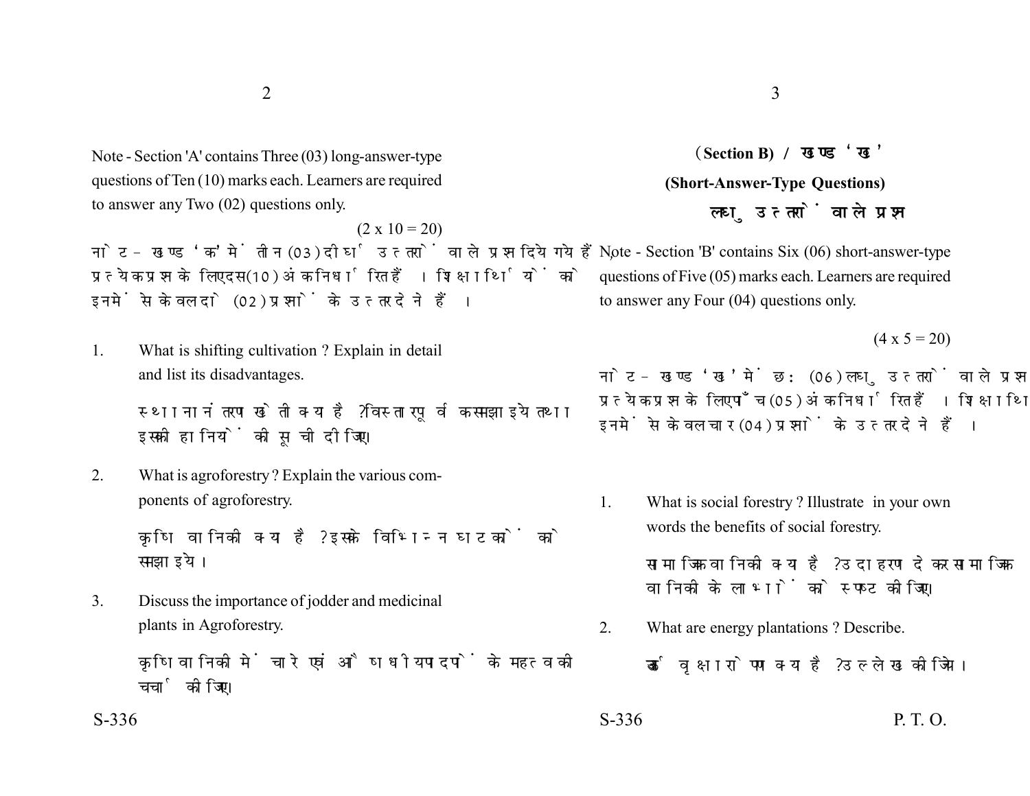Note - Section 'A' contains Three (03) long-answer-type questions of Ten (10) marks each. Learners are required to answer any Two (02) questions only.

(2 x 10 = 20)

नोट - खण्ड 'क' में तीन (03) दीर्घ उत्तरों वाले प्रश्न दिये गये हैं, प्रत्येक प्रश्न के लिए दस (10) अंक निर्धारित हैं। शिक्षार्थियों को इनमें से केवल दो (02) प्रश्नों के उत्तर देने हैं।

1. What is shifting cultivation ? Explain in detail and list its disadvantages.

   स्थानान्तरण खेती क्या है ? विस्तारपूर्वक समझाइये तथा इसकी हानियों की सूची दीजिए।

2. What is agroforestry ? Explain the various components of agroforestry.

   कृषि वानिकी क्या है ? इसके विभिन्न घटकों को समझाइये।

3. Discuss the importance of jodder and medicinal plants in Agroforestry.

   कृषि वानिकी में चारे एवं औषधीय पदपों के महत्व की चर्चा कीजिए।

## (Section B) / खण्ड 'ख'

### (Short-Answer-Type Questions)

### लघु उत्तरों वाले प्रश्न

Note - Section 'B' contains Six (06) short-answer-type questions of Five (05) marks each. Learners are required to answer any Four (04) questions only.

(4 x 5 = 20)

नोट - खण्ड 'ख' में छः (06) लघु उत्तरों वाले प्रश्न दिये गये हैं, प्रत्येक प्रश्न के लिए पाँच (05) अंक निर्धारित हैं। शिक्षार्थियों को इनमें से केवल चार (04) प्रश्नों के उत्तर देने हैं।

1. What is social forestry ? Illustrate in your own words the benefits of social forestry.

   सामाजिक वानिकी क्या है ? उदाहरण देकर सामाजिक वानिकी के लाभों को स्पष्ट कीजिए।

2. What are energy plantations ? Describe.

   ऊर्जा वृक्षारोपण क्या है ? उल्लेख कीजिये।

S-336

P. T. O.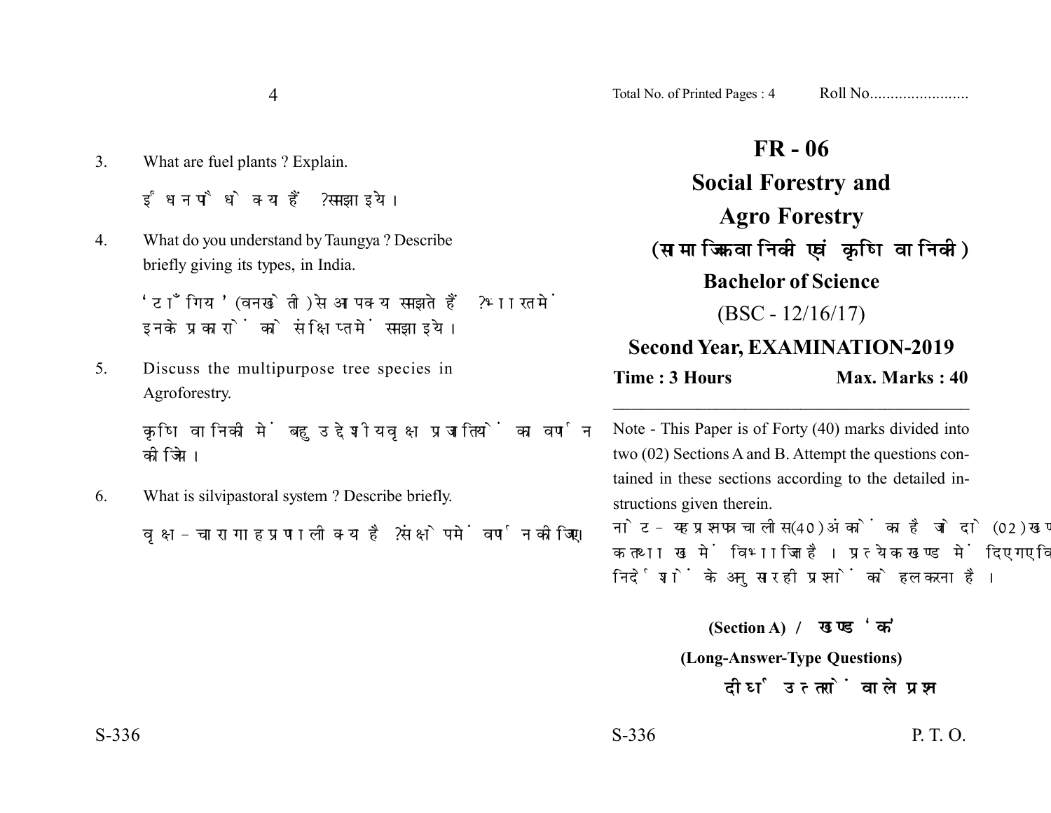3. What are fuel plants ? Explain.

ईंधन पौधे क्या हैं ? समझाइये।

4. What do you understand by Taungya ? Describe briefly giving its types, in India.

'टाँगिया' (वनखेती) से आप क्या समझते हैं ? भारत में इनके प्रकारों को संक्षिप्त में समझाइये।

5. Discuss the multipurpose tree species in Agroforestry.

कृषि वानिकी में बहुउद्देशीय वृक्ष प्रजातियों का वर्णन कीजिये।

6. What is silvipastoral system ? Describe briefly.

वृक्ष-चारागाह प्रणाली क्या है ? संक्षेप में वर्णन कीजिए।

S-336

Total No. of Printed Pages : 4 Roll No.......................

# FR - 06
# Social Forestry and Agro Forestry
## (सामाजिक वानिकी एवं कृषि वानिकी)
## Bachelor of Science
(BSC - 12/16/17)

## Second Year, EXAMINATION-2019

**Time : 3 Hours** **Max. Marks : 40**

---

Note - This Paper is of Forty (40) marks divided into two (02) Sections A and B. Attempt the questions contained in these sections according to the detailed instructions given therein.

नोट - यह प्रश्नपत्र चालीस (40) अंकों का है जो दो (02) खण्डों क तथा ख में विभाजित है। प्रत्येक खण्ड में दिए गए विस्तृत निर्देशों के अनुसार ही प्रश्नों को हल करना है।

**(Section A) / खण्ड 'क'**

**(Long-Answer-Type Questions)**

**दीर्घ उत्तरों वाले प्रश्न**

S-336 P. T. O.